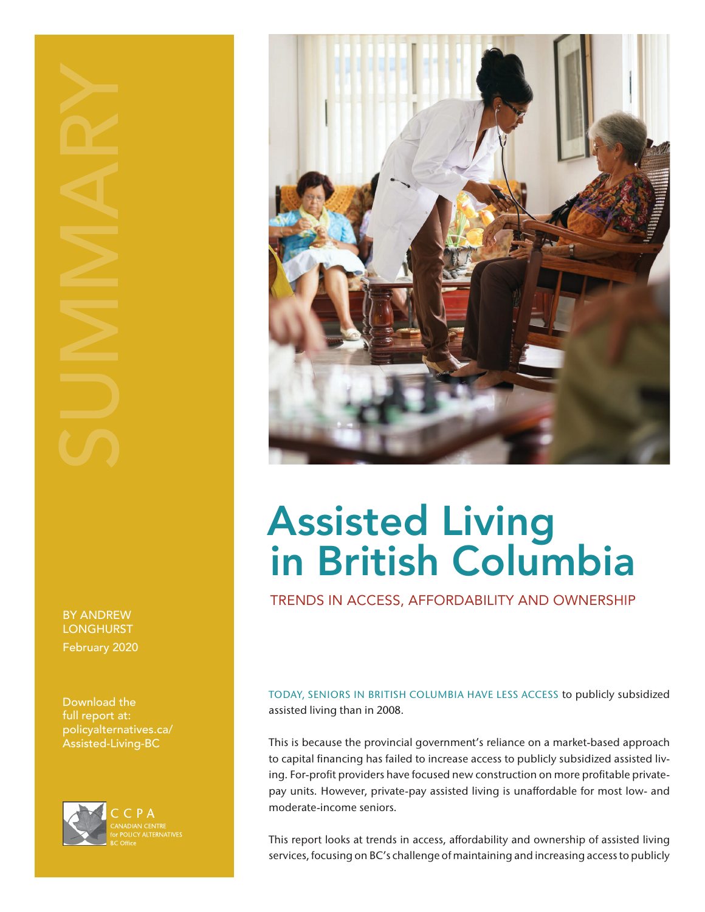SUMMARY

# Assisted Living in British Columbia

## TRENDS IN ACCESS, AFFORDABILITY AND OWNERSHIP

BY ANDREW LONGHURST
February 2020

Download the full report at: policyalternatives.ca/Assisted-Living-BC

CCPA
CANADIAN CENTRE for POLICY ALTERNATIVES
BC Office

TODAY, SENIORS IN BRITISH COLUMBIA HAVE LESS ACCESS to publicly subsidized assisted living than in 2008.

This is because the provincial government's reliance on a market-based approach to capital financing has failed to increase access to publicly subsidized assisted living. For-profit providers have focused new construction on more profitable private-pay units. However, private-pay assisted living is unaffordable for most low- and moderate-income seniors.

This report looks at trends in access, affordability and ownership of assisted living services, focusing on BC's challenge of maintaining and increasing access to publicly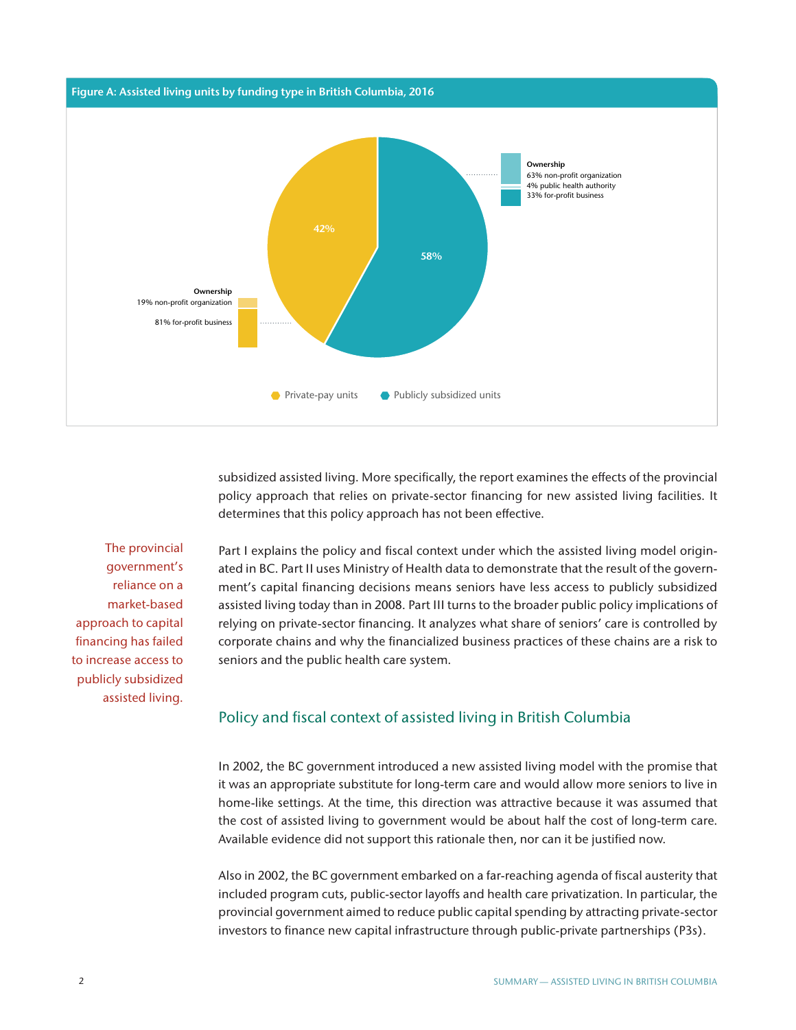**Figure A: Assisted living units by funding type in British Columbia, 2016**

| Funding type | Share of units | Ownership |
|---|---|---|
| Private-pay units | 42% | 19% non-profit organization; 81% for-profit business |
| Publicly subsidized units | 58% | 63% non-profit organization; 4% public health authority; 33% for-profit business |

subsidized assisted living. More specifically, the report examines the effects of the provincial policy approach that relies on private-sector financing for new assisted living facilities. It determines that this policy approach has not been effective.

> The provincial government's reliance on a market-based approach to capital financing has failed to increase access to publicly subsidized assisted living.

Part I explains the policy and fiscal context under which the assisted living model originated in BC. Part II uses Ministry of Health data to demonstrate that the result of the government's capital financing decisions means seniors have less access to publicly subsidized assisted living today than in 2008. Part III turns to the broader public policy implications of relying on private-sector financing. It analyzes what share of seniors' care is controlled by corporate chains and why the financialized business practices of these chains are a risk to seniors and the public health care system.

## Policy and fiscal context of assisted living in British Columbia

In 2002, the BC government introduced a new assisted living model with the promise that it was an appropriate substitute for long-term care and would allow more seniors to live in home-like settings. At the time, this direction was attractive because it was assumed that the cost of assisted living to government would be about half the cost of long-term care. Available evidence did not support this rationale then, nor can it be justified now.

Also in 2002, the BC government embarked on a far-reaching agenda of fiscal austerity that included program cuts, public-sector layoffs and health care privatization. In particular, the provincial government aimed to reduce public capital spending by attracting private-sector investors to finance new capital infrastructure through public-private partnerships (P3s).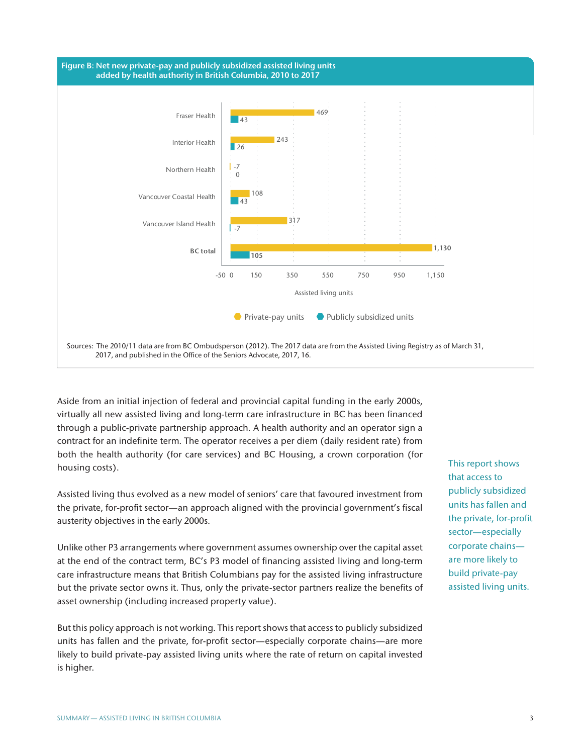**Figure B: Net new private-pay and publicly subsidized assisted living units added by health authority in British Columbia, 2010 to 2017**

| Health authority | Private-pay units | Publicly subsidized units |
|---|---|---|
| Fraser Health | 469 | 43 |
| Interior Health | 243 | 26 |
| Northern Health | -7 | 0 |
| Vancouver Coastal Health | 108 | 43 |
| Vancouver Island Health | 317 | -7 |
| **BC total** | 1,130 | 105 |

Sources: The 2010/11 data are from BC Ombudsperson (2012). The 2017 data are from the Assisted Living Registry as of March 31, 2017, and published in the Office of the Seniors Advocate, 2017, 16.

Aside from an initial injection of federal and provincial capital funding in the early 2000s, virtually all new assisted living and long-term care infrastructure in BC has been financed through a public-private partnership approach. A health authority and an operator sign a contract for an indefinite term. The operator receives a per diem (daily resident rate) from both the health authority (for care services) and BC Housing, a crown corporation (for housing costs).

Assisted living thus evolved as a new model of seniors' care that favoured investment from the private, for-profit sector—an approach aligned with the provincial government's fiscal austerity objectives in the early 2000s.

Unlike other P3 arrangements where government assumes ownership over the capital asset at the end of the contract term, BC's P3 model of financing assisted living and long-term care infrastructure means that British Columbians pay for the assisted living infrastructure but the private sector owns it. Thus, only the private-sector partners realize the benefits of asset ownership (including increased property value).

But this policy approach is not working. This report shows that access to publicly subsidized units has fallen and the private, for-profit sector—especially corporate chains—are more likely to build private-pay assisted living units where the rate of return on capital invested is higher.

> This report shows that access to publicly subsidized units has fallen and the private, for-profit sector—especially corporate chains—are more likely to build private-pay assisted living units.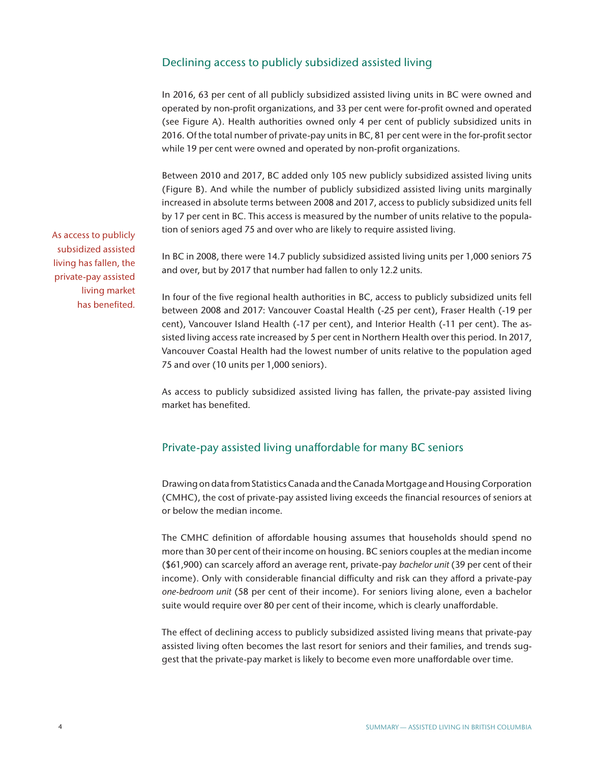## Declining access to publicly subsidized assisted living

In 2016, 63 per cent of all publicly subsidized assisted living units in BC were owned and operated by non-profit organizations, and 33 per cent were for-profit owned and operated (see Figure A). Health authorities owned only 4 per cent of publicly subsidized units in 2016. Of the total number of private-pay units in BC, 81 per cent were in the for-profit sector while 19 per cent were owned and operated by non-profit organizations.

Between 2010 and 2017, BC added only 105 new publicly subsidized assisted living units (Figure B). And while the number of publicly subsidized assisted living units marginally increased in absolute terms between 2008 and 2017, access to publicly subsidized units fell by 17 per cent in BC. This access is measured by the number of units relative to the population of seniors aged 75 and over who are likely to require assisted living.

> As access to publicly subsidized assisted living has fallen, the private-pay assisted living market has benefited.

In BC in 2008, there were 14.7 publicly subsidized assisted living units per 1,000 seniors 75 and over, but by 2017 that number had fallen to only 12.2 units.

In four of the five regional health authorities in BC, access to publicly subsidized units fell between 2008 and 2017: Vancouver Coastal Health (-25 per cent), Fraser Health (-19 per cent), Vancouver Island Health (-17 per cent), and Interior Health (-11 per cent). The assisted living access rate increased by 5 per cent in Northern Health over this period. In 2017, Vancouver Coastal Health had the lowest number of units relative to the population aged 75 and over (10 units per 1,000 seniors).

As access to publicly subsidized assisted living has fallen, the private-pay assisted living market has benefited.

## Private-pay assisted living unaffordable for many BC seniors

Drawing on data from Statistics Canada and the Canada Mortgage and Housing Corporation (CMHC), the cost of private-pay assisted living exceeds the financial resources of seniors at or below the median income.

The CMHC definition of affordable housing assumes that households should spend no more than 30 per cent of their income on housing. BC seniors couples at the median income ($61,900) can scarcely afford an average rent, private-pay *bachelor unit* (39 per cent of their income). Only with considerable financial difficulty and risk can they afford a private-pay *one-bedroom unit* (58 per cent of their income). For seniors living alone, even a bachelor suite would require over 80 per cent of their income, which is clearly unaffordable.

The effect of declining access to publicly subsidized assisted living means that private-pay assisted living often becomes the last resort for seniors and their families, and trends suggest that the private-pay market is likely to become even more unaffordable over time.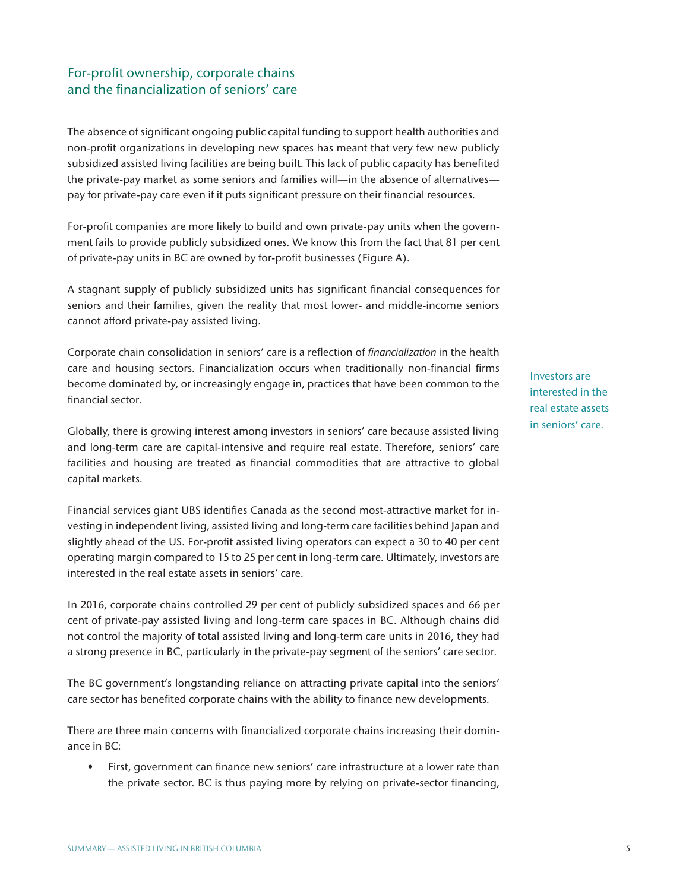## For-profit ownership, corporate chains and the financialization of seniors' care

The absence of significant ongoing public capital funding to support health authorities and non-profit organizations in developing new spaces has meant that very few new publicly subsidized assisted living facilities are being built. This lack of public capacity has benefited the private-pay market as some seniors and families will—in the absence of alternatives—pay for private-pay care even if it puts significant pressure on their financial resources.

For-profit companies are more likely to build and own private-pay units when the government fails to provide publicly subsidized ones. We know this from the fact that 81 per cent of private-pay units in BC are owned by for-profit businesses (Figure A).

A stagnant supply of publicly subsidized units has significant financial consequences for seniors and their families, given the reality that most lower- and middle-income seniors cannot afford private-pay assisted living.

Corporate chain consolidation in seniors' care is a reflection of *financialization* in the health care and housing sectors. Financialization occurs when traditionally non-financial firms become dominated by, or increasingly engage in, practices that have been common to the financial sector.

Globally, there is growing interest among investors in seniors' care because assisted living and long-term care are capital-intensive and require real estate. Therefore, seniors' care facilities and housing are treated as financial commodities that are attractive to global capital markets.

Financial services giant UBS identifies Canada as the second most-attractive market for investing in independent living, assisted living and long-term care facilities behind Japan and slightly ahead of the US. For-profit assisted living operators can expect a 30 to 40 per cent operating margin compared to 15 to 25 per cent in long-term care. Ultimately, investors are interested in the real estate assets in seniors' care.

Investors are interested in the real estate assets in seniors' care.

In 2016, corporate chains controlled 29 per cent of publicly subsidized spaces and 66 per cent of private-pay assisted living and long-term care spaces in BC. Although chains did not control the majority of total assisted living and long-term care units in 2016, they had a strong presence in BC, particularly in the private-pay segment of the seniors' care sector.

The BC government's longstanding reliance on attracting private capital into the seniors' care sector has benefited corporate chains with the ability to finance new developments.

There are three main concerns with financialized corporate chains increasing their dominance in BC:

- First, government can finance new seniors' care infrastructure at a lower rate than the private sector. BC is thus paying more by relying on private-sector financing,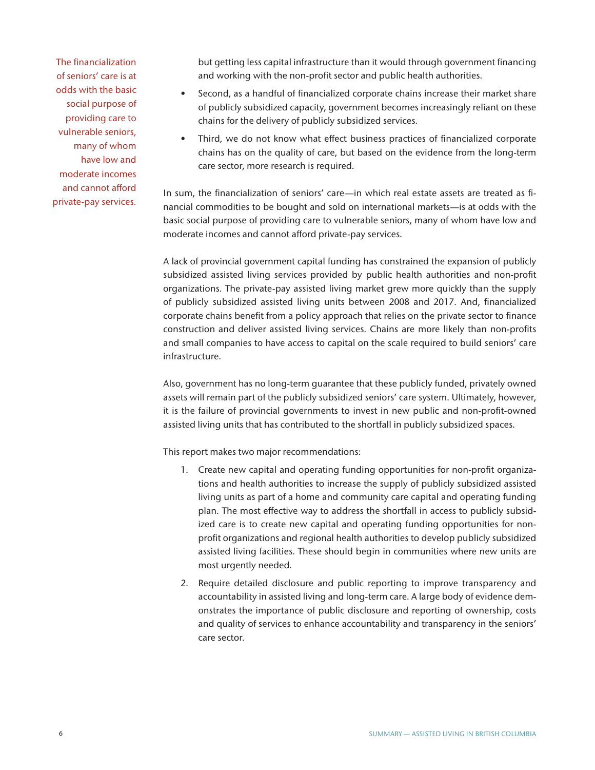> The financialization of seniors' care is at odds with the basic social purpose of providing care to vulnerable seniors, many of whom have low and moderate incomes and cannot afford private-pay services.

but getting less capital infrastructure than it would through government financing and working with the non-profit sector and public health authorities.

- Second, as a handful of financialized corporate chains increase their market share of publicly subsidized capacity, government becomes increasingly reliant on these chains for the delivery of publicly subsidized services.
- Third, we do not know what effect business practices of financialized corporate chains has on the quality of care, but based on the evidence from the long-term care sector, more research is required.

In sum, the financialization of seniors' care—in which real estate assets are treated as financial commodities to be bought and sold on international markets—is at odds with the basic social purpose of providing care to vulnerable seniors, many of whom have low and moderate incomes and cannot afford private-pay services.

A lack of provincial government capital funding has constrained the expansion of publicly subsidized assisted living services provided by public health authorities and non-profit organizations. The private-pay assisted living market grew more quickly than the supply of publicly subsidized assisted living units between 2008 and 2017. And, financialized corporate chains benefit from a policy approach that relies on the private sector to finance construction and deliver assisted living services. Chains are more likely than non-profits and small companies to have access to capital on the scale required to build seniors' care infrastructure.

Also, government has no long-term guarantee that these publicly funded, privately owned assets will remain part of the publicly subsidized seniors' care system. Ultimately, however, it is the failure of provincial governments to invest in new public and non-profit-owned assisted living units that has contributed to the shortfall in publicly subsidized spaces.

This report makes two major recommendations:

1. Create new capital and operating funding opportunities for non-profit organizations and health authorities to increase the supply of publicly subsidized assisted living units as part of a home and community care capital and operating funding plan. The most effective way to address the shortfall in access to publicly subsidized care is to create new capital and operating funding opportunities for non-profit organizations and regional health authorities to develop publicly subsidized assisted living facilities. These should begin in communities where new units are most urgently needed.
2. Require detailed disclosure and public reporting to improve transparency and accountability in assisted living and long-term care. A large body of evidence demonstrates the importance of public disclosure and reporting of ownership, costs and quality of services to enhance accountability and transparency in the seniors' care sector.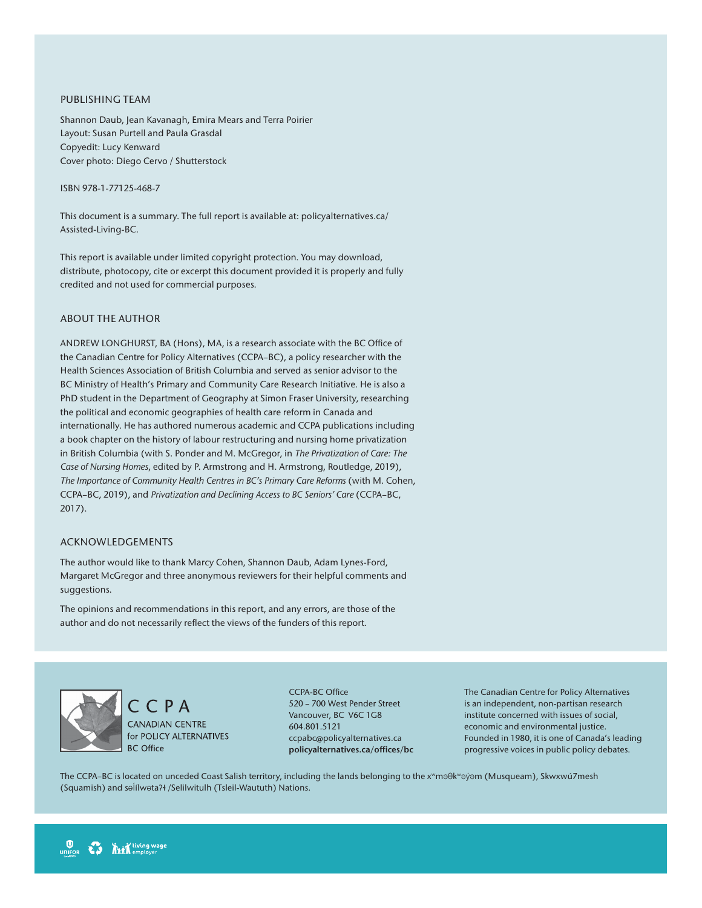## PUBLISHING TEAM

Shannon Daub, Jean Kavanagh, Emira Mears and Terra Poirier
Layout: Susan Purtell and Paula Grasdal
Copyedit: Lucy Kenward
Cover photo: Diego Cervo / Shutterstock

ISBN 978-1-77125-468-7

This document is a summary. The full report is available at: policyalternatives.ca/Assisted-Living-BC.

This report is available under limited copyright protection. You may download, distribute, photocopy, cite or excerpt this document provided it is properly and fully credited and not used for commercial purposes.

## ABOUT THE AUTHOR

ANDREW LONGHURST, BA (Hons), MA, is a research associate with the BC Office of the Canadian Centre for Policy Alternatives (CCPA–BC), a policy researcher with the Health Sciences Association of British Columbia and served as senior advisor to the BC Ministry of Health's Primary and Community Care Research Initiative. He is also a PhD student in the Department of Geography at Simon Fraser University, researching the political and economic geographies of health care reform in Canada and internationally. He has authored numerous academic and CCPA publications including a book chapter on the history of labour restructuring and nursing home privatization in British Columbia (with S. Ponder and M. McGregor, in *The Privatization of Care: The Case of Nursing Homes*, edited by P. Armstrong and H. Armstrong, Routledge, 2019), *The Importance of Community Health Centres in BC's Primary Care Reforms* (with M. Cohen, CCPA–BC, 2019), and *Privatization and Declining Access to BC Seniors' Care* (CCPA–BC, 2017).

## ACKNOWLEDGEMENTS

The author would like to thank Marcy Cohen, Shannon Daub, Adam Lynes-Ford, Margaret McGregor and three anonymous reviewers for their helpful comments and suggestions.

The opinions and recommendations in this report, and any errors, are those of the author and do not necessarily reflect the views of the funders of this report.

CCPA
CANADIAN CENTRE for POLICY ALTERNATIVES
BC Office

CCPA-BC Office
520 – 700 West Pender Street
Vancouver, BC V6C 1G8
604.801.5121
ccpabc@policyalternatives.ca
**policyalternatives.ca/offices/bc**

The Canadian Centre for Policy Alternatives is an independent, non-partisan research institute concerned with issues of social, economic and environmental justice. Founded in 1980, it is one of Canada's leading progressive voices in public policy debates.

The CCPA–BC is located on unceded Coast Salish territory, including the lands belonging to the xʷməθkʷəy̓əm (Musqueam), Skwxwú7mesh (Squamish) and səl̓ílwətaʔɬ /Selilwitulh (Tsleil-Waututh) Nations.

UNIFOR · living wage employer